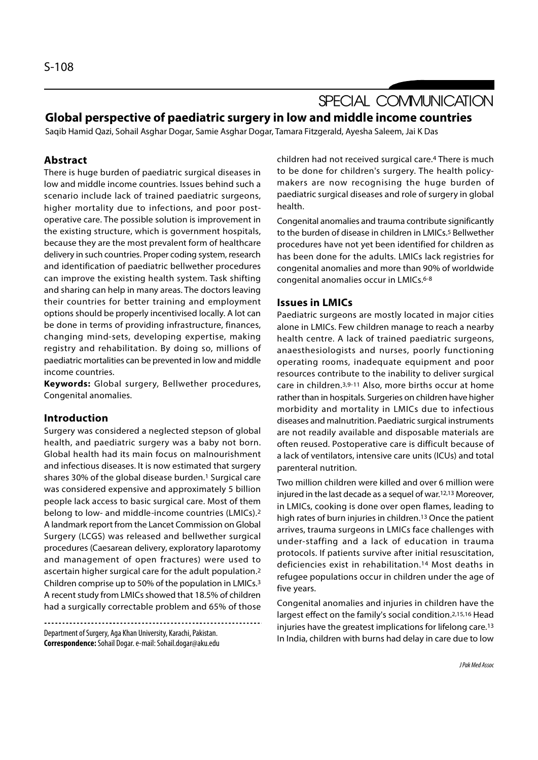SPECIAL COMMUNICATION

# Global perspective of paediatric surgery in low and middle income countries

Saqib Hamid Qazi, Sohail Asghar Dogar, Samie Asghar Dogar, Tamara Fitzgerald, Ayesha Saleem, Jai K Das

## Abstract

There is huge burden of paediatric surgical diseases in low and middle income countries. Issues behind such a scenario include lack of trained paediatric surgeons, higher mortality due to infections, and poor post-operative care. The possible solution is improvement in the existing structure, which is government hospitals, because they are the most prevalent form of healthcare delivery in such countries. Proper coding system, research and identification of paediatric bellwether procedures can improve the existing health system. Task shifting and sharing can help in many areas. The doctors leaving their countries for better training and employment options should be properly incentivised locally. A lot can be done in terms of providing infrastructure, finances, changing mind-sets, developing expertise, making registry and rehabilitation. By doing so, millions of paediatric mortalities can be prevented in low and middle income countries.

**Keywords:** Global surgery, Bellwether procedures, Congenital anomalies.

## Introduction

Surgery was considered a neglected stepson of global health, and paediatric surgery was a baby not born. Global health had its main focus on malnourishment and infectious diseases. It is now estimated that surgery shares 30% of the global disease burden.[1] Surgical care was considered expensive and approximately 5 billion people lack access to basic surgical care. Most of them belong to low- and middle-income countries (LMICs).[2] A landmark report from the Lancet Commission on Global Surgery (LCGS) was released and bellwether surgical procedures (Caesarean delivery, exploratory laparotomy and management of open fractures) were used to ascertain higher surgical care for the adult population.[2] Children comprise up to 50% of the population in LMICs.[3] A recent study from LMICs showed that 18.5% of children had a surgically correctable problem and 65% of those children had not received surgical care.[4] There is much to be done for children's surgery. The health policy-makers are now recognising the huge burden of paediatric surgical diseases and role of surgery in global health.

Congenital anomalies and trauma contribute significantly to the burden of disease in children in LMICs.[5] Bellwether procedures have not yet been identified for children as has been done for the adults. LMICs lack registries for congenital anomalies and more than 90% of worldwide congenital anomalies occur in LMICs.[6-8]

## Issues in LMICs

Paediatric surgeons are mostly located in major cities alone in LMICs. Few children manage to reach a nearby health centre. A lack of trained paediatric surgeons, anaesthesiologists and nurses, poorly functioning operating rooms, inadequate equipment and poor resources contribute to the inability to deliver surgical care in children.[3,9-11] Also, more births occur at home rather than in hospitals. Surgeries on children have higher morbidity and mortality in LMICs due to infectious diseases and malnutrition. Paediatric surgical instruments are not readily available and disposable materials are often reused. Postoperative care is difficult because of a lack of ventilators, intensive care units (ICUs) and total parenteral nutrition.

Two million children were killed and over 6 million were injured in the last decade as a sequel of war.[12,13] Moreover, in LMICs, cooking is done over open flames, leading to high rates of burn injuries in children.[13] Once the patient arrives, trauma surgeons in LMICs face challenges with under-staffing and a lack of education in trauma protocols. If patients survive after initial resuscitation, deficiencies exist in rehabilitation.[14] Most deaths in refugee populations occur in children under the age of five years.

Congenital anomalies and injuries in children have the largest effect on the family's social condition.[2,15,16] Head injuries have the greatest implications for lifelong care.[13] In India, children with burns had delay in care due to low

---

Department of Surgery, Aga Khan University, Karachi, Pakistan.

**Correspondence:** Sohail Dogar. e-mail: Sohail.dogar@aku.edu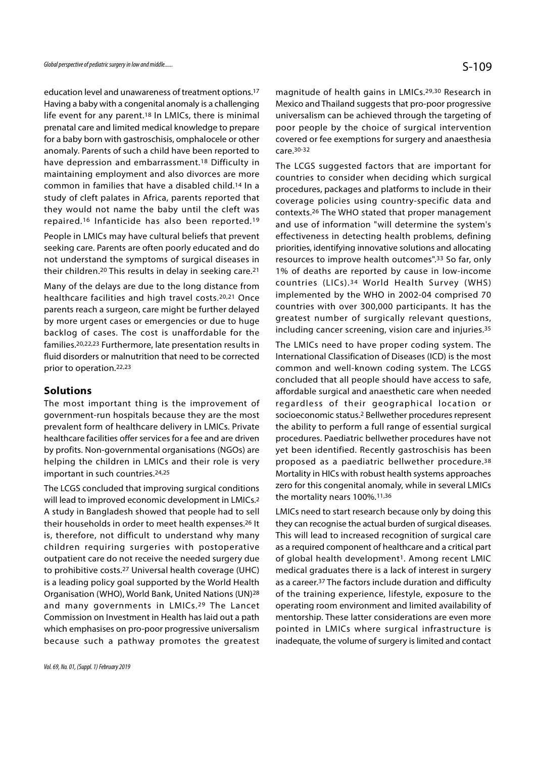education level and unawareness of treatment options.[17] Having a baby with a congenital anomaly is a challenging life event for any parent.[18] In LMICs, there is minimal prenatal care and limited medical knowledge to prepare for a baby born with gastroschisis, omphalocele or other anomaly. Parents of such a child have been reported to have depression and embarrassment.[18] Difficulty in maintaining employment and also divorces are more common in families that have a disabled child.[14] In a study of cleft palates in Africa, parents reported that they would not name the baby until the cleft was repaired.[16] Infanticide has also been reported.[19]

People in LMICs may have cultural beliefs that prevent seeking care. Parents are often poorly educated and do not understand the symptoms of surgical diseases in their children.[20] This results in delay in seeking care.[21]

Many of the delays are due to the long distance from healthcare facilities and high travel costs.[20,21] Once parents reach a surgeon, care might be further delayed by more urgent cases or emergencies or due to huge backlog of cases. The cost is unaffordable for the families.[20,22,23] Furthermore, late presentation results in fluid disorders or malnutrition that need to be corrected prior to operation.[22,23]

## Solutions

The most important thing is the improvement of government-run hospitals because they are the most prevalent form of healthcare delivery in LMICs. Private healthcare facilities offer services for a fee and are driven by profits. Non-governmental organisations (NGOs) are helping the children in LMICs and their role is very important in such countries.[24,25]

The LCGS concluded that improving surgical conditions will lead to improved economic development in LMICs.[2] A study in Bangladesh showed that people had to sell their households in order to meet health expenses.[26] It is, therefore, not difficult to understand why many children requiring surgeries with postoperative outpatient care do not receive the needed surgery due to prohibitive costs.[27] Universal health coverage (UHC) is a leading policy goal supported by the World Health Organisation (WHO), World Bank, United Nations (UN)[28] and many governments in LMICs.[29] The Lancet Commission on Investment in Health has laid out a path which emphasises on pro-poor progressive universalism because such a pathway promotes the greatest magnitude of health gains in LMICs.[29,30] Research in Mexico and Thailand suggests that pro-poor progressive universalism can be achieved through the targeting of poor people by the choice of surgical intervention covered or fee exemptions for surgery and anaesthesia care.[30-32]

The LCGS suggested factors that are important for countries to consider when deciding which surgical procedures, packages and platforms to include in their coverage policies using country-specific data and contexts.[26] The WHO stated that proper management and use of information "will determine the system's effectiveness in detecting health problems, defining priorities, identifying innovative solutions and allocating resources to improve health outcomes".[33] So far, only 1% of deaths are reported by cause in low-income countries (LICs).[34] World Health Survey (WHS) implemented by the WHO in 2002-04 comprised 70 countries with over 300,000 participants. It has the greatest number of surgically relevant questions, including cancer screening, vision care and injuries.[35]

The LMICs need to have proper coding system. The International Classification of Diseases (ICD) is the most common and well-known coding system. The LCGS concluded that all people should have access to safe, affordable surgical and anaesthetic care when needed regardless of their geographical location or socioeconomic status.[2] Bellwether procedures represent the ability to perform a full range of essential surgical procedures. Paediatric bellwether procedures have not yet been identified. Recently gastroschisis has been proposed as a paediatric bellwether procedure.[38] Mortality in HICs with robust health systems approaches zero for this congenital anomaly, while in several LMICs the mortality nears 100%.[11,36]

LMICs need to start research because only by doing this they can recognise the actual burden of surgical diseases. This will lead to increased recognition of surgical care as a required component of healthcare and a critical part of global health development[1]. Among recent LMIC medical graduates there is a lack of interest in surgery as a career.[37] The factors include duration and difficulty of the training experience, lifestyle, exposure to the operating room environment and limited availability of mentorship. These latter considerations are even more pointed in LMICs where surgical infrastructure is inadequate, the volume of surgery is limited and contact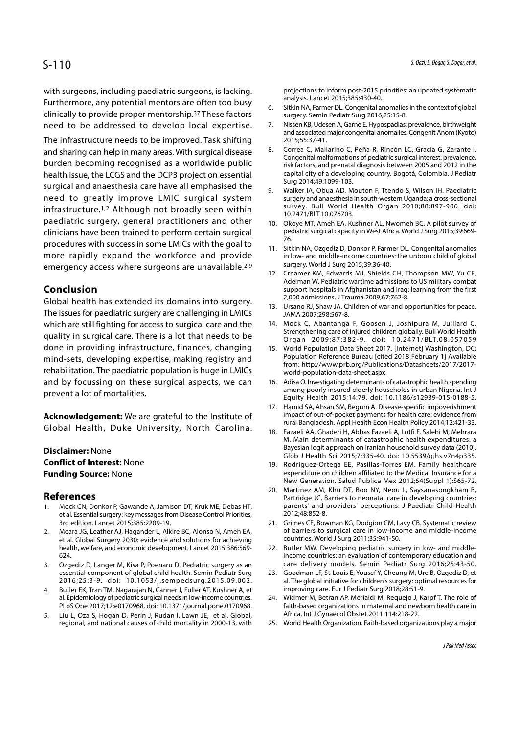with surgeons, including paediatric surgeons, is lacking. Furthermore, any potential mentors are often too busy clinically to provide proper mentorship.[37] These factors need to be addressed to develop local expertise.

The infrastructure needs to be improved. Task shifting and sharing can help in many areas. With surgical disease burden becoming recognised as a worldwide public health issue, the LCGS and the DCP3 project on essential surgical and anaesthesia care have all emphasised the need to greatly improve LMIC surgical system infrastructure.[1,2] Although not broadly seen within paediatric surgery, general practitioners and other clinicians have been trained to perform certain surgical procedures with success in some LMICs with the goal to more rapidly expand the workforce and provide emergency access where surgeons are unavailable.[2,9]

## Conclusion

Global health has extended its domains into surgery. The issues for paediatric surgery are challenging in LMICs which are still fighting for access to surgical care and the quality in surgical care. There is a lot that needs to be done in providing infrastructure, finances, changing mind-sets, developing expertise, making registry and rehabilitation. The paediatric population is huge in LMICs and by focussing on these surgical aspects, we can prevent a lot of mortalities.

**Acknowledgement:** We are grateful to the Institute of Global Health, Duke University, North Carolina.

**Disclaimer:** None

**Conflict of Interest:** None

**Funding Source:** None

## References

1. Mock CN, Donkor P, Gawande A, Jamison DT, Kruk ME, Debas HT, et al. Essential surgery: key messages from Disease Control Priorities, 3rd edition. Lancet 2015;385:2209-19.
2. Meara JG, Leather AJ, Hagander L, Alkire BC, Alonso N, Ameh EA, et al. Global Surgery 2030: evidence and solutions for achieving health, welfare, and economic development. Lancet 2015;386:569-624.
3. Ozgediz D, Langer M, Kisa P, Poenaru D. Pediatric surgery as an essential component of global child health. Semin Pediatr Surg 2016;25:3-9. doi: 10.1053/j.sempedsurg.2015.09.002.
4. Butler EK, Tran TM, Nagarajan N, Canner J, Fuller AT, Kushner A, et al. Epidemiology of pediatric surgical needs in low-income countries. PLoS One 2017;12:e0170968. doi: 10.1371/journal.pone.0170968.
5. Liu L, Oza S, Hogan D, Perin J, Rudan I, Lawn JE, et al. Global, regional, and national causes of child mortality in 2000-13, with projections to inform post-2015 priorities: an updated systematic analysis. Lancet 2015;385:430-40.
6. Sitkin NA, Farmer DL. Congenital anomalies in the context of global surgery. Semin Pediatr Surg 2016;25:15-8.
7. Nissen KB, Udesen A, Garne E. Hypospadias: prevalence, birthweight and associated major congenital anomalies. Congenit Anom (Kyoto) 2015;55:37-41.
8. Correa C, Mallarino C, Peña R, Rincón LC, Gracia G, Zarante I. Congenital malformations of pediatric surgical interest: prevalence, risk factors, and prenatal diagnosis between 2005 and 2012 in the capital city of a developing country. Bogotá, Colombia. J Pediatr Surg 2014;49:1099-103.
9. Walker IA, Obua AD, Mouton F, Ttendo S, Wilson IH. Paediatric surgery and anaesthesia in south-western Uganda: a cross-sectional survey. Bull World Health Organ 2010;88:897-906. doi: 10.2471/BLT.10.076703.
10. Okoye MT, Ameh EA, Kushner AL, Nwomeh BC. A pilot survey of pediatric surgical capacity in West Africa. World J Surg 2015;39:669-76.
11. Sitkin NA, Ozgediz D, Donkor P, Farmer DL. Congenital anomalies in low- and middle-income countries: the unborn child of global surgery. World J Surg 2015;39:36-40.
12. Creamer KM, Edwards MJ, Shields CH, Thompson MW, Yu CE, Adelman W. Pediatric wartime admissions to US military combat support hospitals in Afghanistan and Iraq: learning from the first 2,000 admissions. J Trauma 2009;67:762-8.
13. Ursano RJ, Shaw JA. Children of war and opportunities for peace. JAMA 2007;298:567-8.
14. Mock C, Abantanga F, Goosen J, Joshipura M, Juillard C. Strengthening care of injured children globally. Bull World Health Organ 2009;87:382-9. doi: 10.2471/BLT.08.057059
15. World Population Data Sheet 2017. [Internet] Washington, DC: Population Reference Bureau [cited 2018 February 1] Available from: http://www.prb.org/Publications/Datasheets/2017/2017-world-population-data-sheet.aspx
16. Adisa O. Investigating determinants of catastrophic health spending among poorly insured elderly households in urban Nigeria. Int J Equity Health 2015;14:79. doi: 10.1186/s12939-015-0188-5.
17. Hamid SA, Ahsan SM, Begum A. Disease-specific impoverishment impact of out-of-pocket payments for health care: evidence from rural Bangladesh. Appl Health Econ Health Policy 2014;12:421-33.
18. Fazaeli AA, Ghaderi H, Abbas Fazaeli A, Lotfi F, Salehi M, Mehrara M. Main determinants of catastrophic health expenditures: a Bayesian logit approach on Iranian household survey data (2010). Glob J Health Sci 2015;7:335-40. doi: 10.5539/gjhs.v7n4p335.
19. Rodríguez-Ortega EE, Pasillas-Torres EM. Family healthcare expenditure on children affiliated to the Medical Insurance for a New Generation. Salud Publica Mex 2012;54(Suppl 1):S65-72.
20. Martinez AM, Khu DT, Boo NY, Neou L, Saysanasongkham B, Partridge JC. Barriers to neonatal care in developing countries: parents' and providers' perceptions. J Paediatr Child Health 2012;48:852-8.
21. Grimes CE, Bowman KG, Dodgion CM, Lavy CB. Systematic review of barriers to surgical care in low-income and middle-income countries. World J Surg 2011;35:941-50.
22. Butler MW. Developing pediatric surgery in low- and middle-income countries: an evaluation of contemporary education and care delivery models. Semin Pediatr Surg 2016;25:43-50.
23. Goodman LF, St-Louis E, Yousef Y, Cheung M, Ure B, Ozgediz D, et al. The global initiative for children's surgery: optimal resources for improving care. Eur J Pediatr Surg 2018;28:51-9.
24. Widmer M, Betran AP, Merialdi M, Requejo J, Karpf T. The role of faith-based organizations in maternal and newborn health care in Africa. Int J Gynaecol Obstet 2011;114:218-22.
25. World Health Organization. Faith-based organizations play a major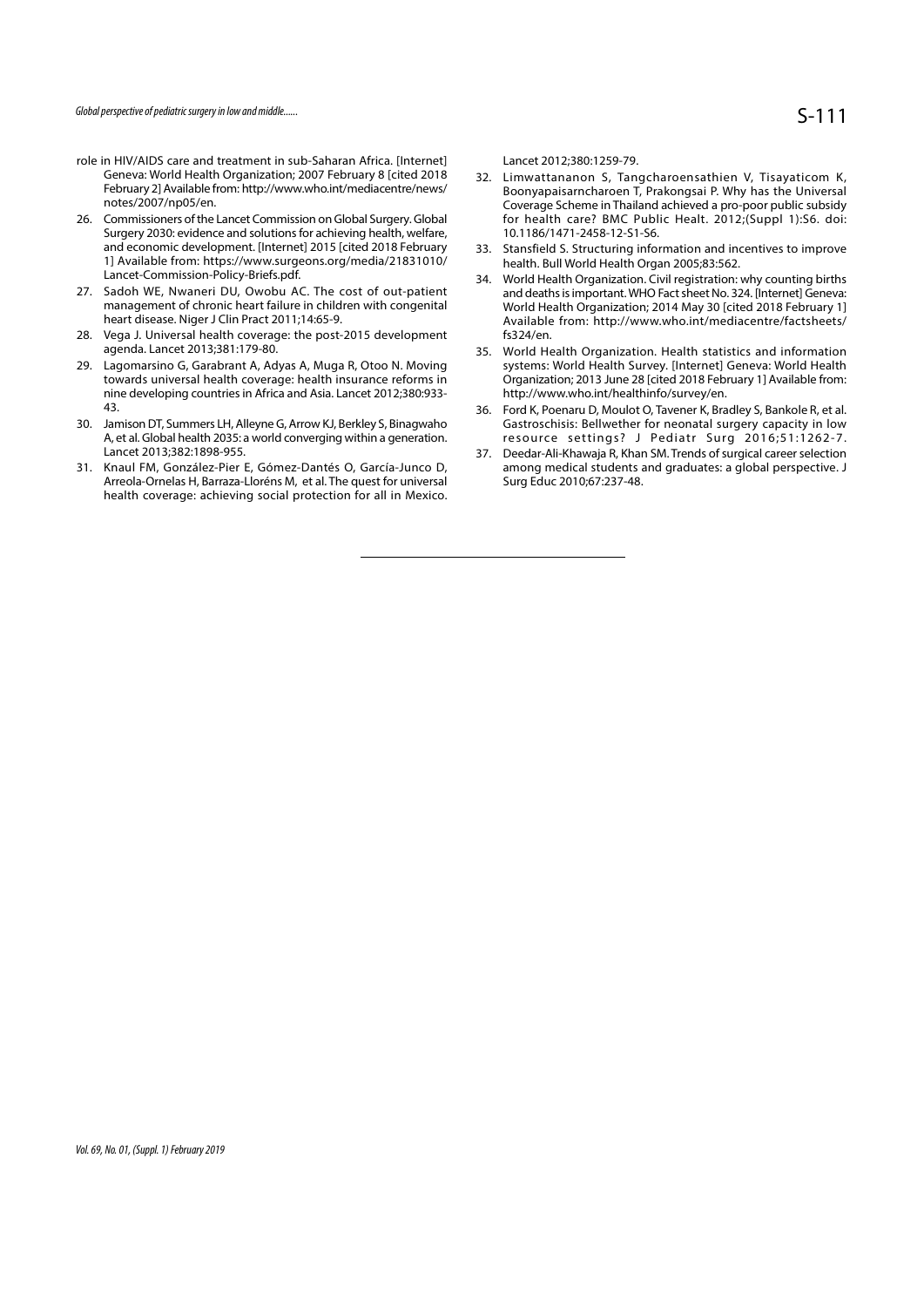role in HIV/AIDS care and treatment in sub-Saharan Africa. [Internet] Geneva: World Health Organization; 2007 February 8 [cited 2018 February 2] Available from: http://www.who.int/mediacentre/news/notes/2007/np05/en.

26. Commissioners of the Lancet Commission on Global Surgery. Global Surgery 2030: evidence and solutions for achieving health, welfare, and economic development. [Internet] 2015 [cited 2018 February 1] Available from: https://www.surgeons.org/media/21831010/Lancet-Commission-Policy-Briefs.pdf.
27. Sadoh WE, Nwaneri DU, Owobu AC. The cost of out-patient management of chronic heart failure in children with congenital heart disease. Niger J Clin Pract 2011;14:65-9.
28. Vega J. Universal health coverage: the post-2015 development agenda. Lancet 2013;381:179-80.
29. Lagomarsino G, Garabrant A, Adyas A, Muga R, Otoo N. Moving towards universal health coverage: health insurance reforms in nine developing countries in Africa and Asia. Lancet 2012;380:933-43.
30. Jamison DT, Summers LH, Alleyne G, Arrow KJ, Berkley S, Binagwaho A, et al. Global health 2035: a world converging within a generation. Lancet 2013;382:1898-955.
31. Knaul FM, González-Pier E, Gómez-Dantés O, García-Junco D, Arreola-Ornelas H, Barraza-Lloréns M, et al. The quest for universal health coverage: achieving social protection for all in Mexico. Lancet 2012;380:1259-79.
32. Limwattananon S, Tangcharoensathien V, Tisayaticom K, Boonyapaisarncharoen T, Prakongsai P. Why has the Universal Coverage Scheme in Thailand achieved a pro-poor public subsidy for health care? BMC Public Healt. 2012;(Suppl 1):S6. doi: 10.1186/1471-2458-12-S1-S6.
33. Stansfield S. Structuring information and incentives to improve health. Bull World Health Organ 2005;83:562.
34. World Health Organization. Civil registration: why counting births and deaths is important. WHO Fact sheet No. 324. [Internet] Geneva: World Health Organization; 2014 May 30 [cited 2018 February 1] Available from: http://www.who.int/mediacentre/factsheets/fs324/en.
35. World Health Organization. Health statistics and information systems: World Health Survey. [Internet] Geneva: World Health Organization; 2013 June 28 [cited 2018 February 1] Available from: http://www.who.int/healthinfo/survey/en.
36. Ford K, Poenaru D, Moulot O, Tavener K, Bradley S, Bankole R, et al. Gastroschisis: Bellwether for neonatal surgery capacity in low resource settings? J Pediatr Surg 2016;51:1262-7.
37. Deedar-Ali-Khawaja R, Khan SM. Trends of surgical career selection among medical students and graduates: a global perspective. J Surg Educ 2010;67:237-48.